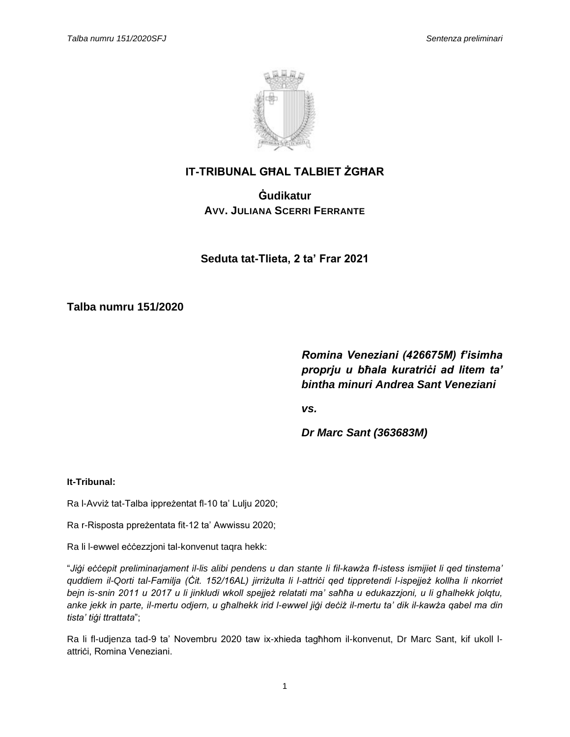## IT-TRIBUNAL GĦAL TALBIET ŻGĦAR

### Ġudikatur
**AVV. JULIANA SCERRI FERRANTE**

**Seduta tat-Tlieta, 2 ta' Frar 2021**

**Talba numru 151/2020**

***Romina Veneziani (426675M) f'isimha proprju u bħala kuratriċi ad litem ta' bintha minuri Andrea Sant Veneziani***

***vs.***

***Dr Marc Sant (363683M)***

**It-Tribunal:**

Ra l-Avviż tat-Talba ippreżentat fl-10 ta' Lulju 2020;

Ra r-Risposta ppreżentata fit-12 ta' Awwissu 2020;

Ra li l-ewwel eċċezzjoni tal-konvenut taqra hekk:

"*Jiġi eċċepit preliminarjament il-lis alibi pendens u dan stante li fil-kawża fl-istess ismijiet li qed tinstema' quddiem il-Qorti tal-Familja (Ċit. 152/16AL) jirriżulta li l-attriċi qed tippretendi l-ispejjeż kollha li nkorriet bejn is-snin 2011 u 2017 u li jinkludi wkoll spejjeż relatati ma' saħħa u edukazzjoni, u li għalhekk jolqtu, anke jekk in parte, il-mertu odjern, u għalhekk irid l-ewwel jiġi deċiż il-mertu ta' dik il-kawża qabel ma din tista' tiġi ttrattata*";

Ra li fl-udjenza tad-9 ta' Novembru 2020 taw ix-xhieda tagħhom il-konvenut, Dr Marc Sant, kif ukoll l-attriċi, Romina Veneziani.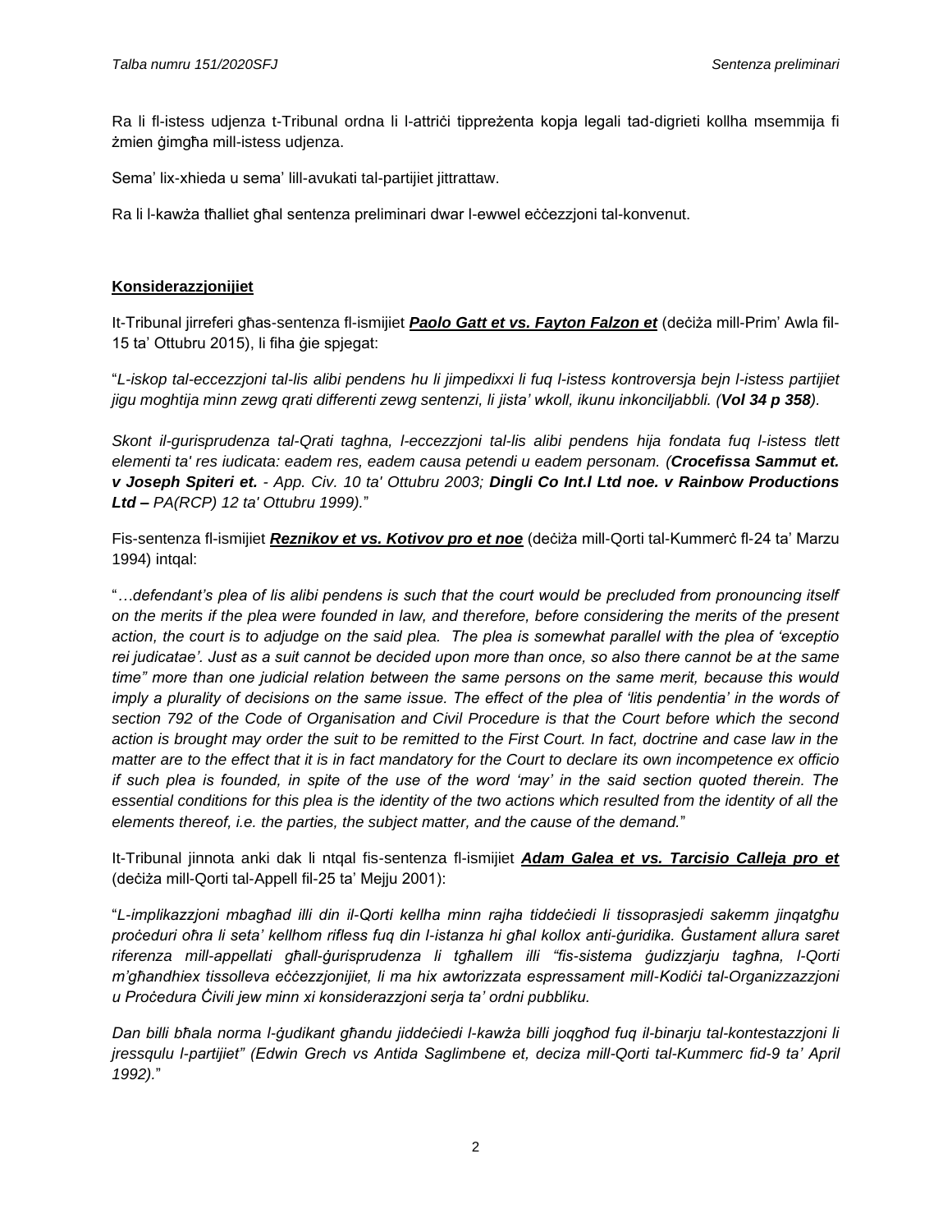Ra li fl-istess udjenza t-Tribunal ordna li l-attriċi tippreżenta kopja legali tad-digrieti kollha msemmija fi żmien ġimgħa mill-istess udjenza.

Sema' lix-xhieda u sema' lill-avukati tal-partijiet jittrattaw.

Ra li l-kawża tħalliet għal sentenza preliminari dwar l-ewwel eċċezzjoni tal-konvenut.

**Konsiderazzjonijiet**

It-Tribunal jirreferi għas-sentenza fl-ismijiet ***Paolo Gatt et vs. Fayton Falzon et*** (deċiża mill-Prim' Awla fil-15 ta' Ottubru 2015), li fiha ġie spjegat:

"*L-iskop tal-eccezzjoni tal-lis alibi pendens hu li jimpedixxi li fuq l-istess kontroversja bejn l-istess partijiet jigu moghtija minn zewg qrati differenti zewg sentenzi, li jista' wkoll, ikunu inkonciljabbli. (**Vol 34 p 358**).*

*Skont il-gurisprudenza tal-Qrati taghna, l-eccezzjoni tal-lis alibi pendens hija fondata fuq l-istess tlett elementi ta' res iudicata: eadem res, eadem causa petendi u eadem personam. (**Crocefissa Sammut et. v Joseph Spiteri et.** - App. Civ. 10 ta' Ottubru 2003; **Dingli Co Int.l Ltd noe. v Rainbow Productions Ltd –** PA(RCP) 12 ta' Ottubru 1999).*"

Fis-sentenza fl-ismijiet ***Reznikov et vs. Kotivov pro et noe*** (deċiża mill-Qorti tal-Kummerċ fl-24 ta' Marzu 1994) intqal:

"*…defendant's plea of lis alibi pendens is such that the court would be precluded from pronouncing itself on the merits if the plea were founded in law, and therefore, before considering the merits of the present action, the court is to adjudge on the said plea. The plea is somewhat parallel with the plea of 'exceptio rei judicatae'. Just as a suit cannot be decided upon more than once, so also there cannot be at the same time" more than one judicial relation between the same persons on the same merit, because this would imply a plurality of decisions on the same issue. The effect of the plea of 'litis pendentia' in the words of section 792 of the Code of Organisation and Civil Procedure is that the Court before which the second action is brought may order the suit to be remitted to the First Court. In fact, doctrine and case law in the matter are to the effect that it is in fact mandatory for the Court to declare its own incompetence ex officio if such plea is founded, in spite of the use of the word 'may' in the said section quoted therein. The essential conditions for this plea is the identity of the two actions which resulted from the identity of all the elements thereof, i.e. the parties, the subject matter, and the cause of the demand.*"

It-Tribunal jinnota anki dak li ntqal fis-sentenza fl-ismijiet ***Adam Galea et vs. Tarcisio Calleja pro et*** (deċiża mill-Qorti tal-Appell fil-25 ta' Mejju 2001):

"*L-implikazzjoni mbagħad illi din il-Qorti kellha minn rajha tiddeċiedi li tissoprasjedi sakemm jinqatgħu proċeduri oħra li seta' kellhom rifless fuq din l-istanza hi għal kollox anti-ġuridika. Ġustament allura saret riferenza mill-appellati għall-ġurisprudenza li tgħallem illi "fis-sistema ġudizzjarju tagħna, l-Qorti m'għandhiex tissolleva eċċezzjonijiet, li ma hix awtorizzata espressament mill-Kodiċi tal-Organizzazzjoni u Proċedura Ċivili jew minn xi konsiderazzjoni serja ta' ordni pubbliku.*

*Dan billi bħala norma l-ġudikant għandu jiddeċiedi l-kawża billi joqgħod fuq il-binarju tal-kontestazzjoni li jressqulu l-partijiet" (Edwin Grech vs Antida Saglimbene et, deciza mill-Qorti tal-Kummerc fid-9 ta' April 1992).*"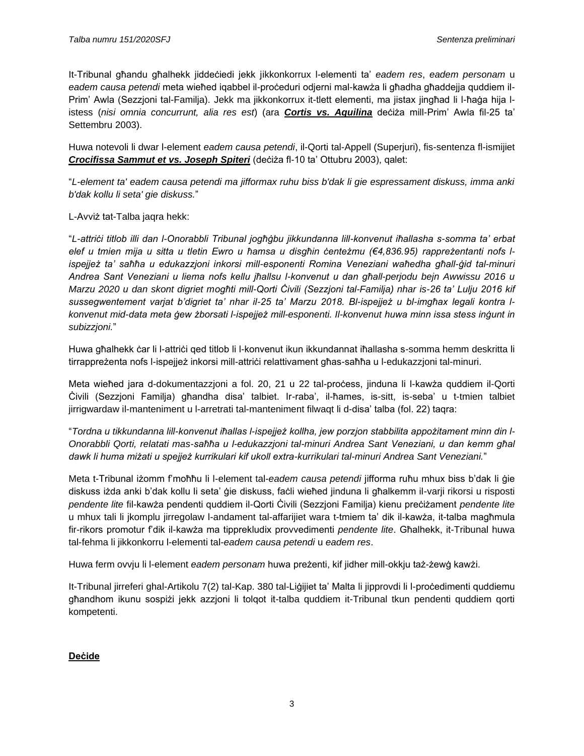It-Tribunal għandu għalhekk jiddeċiedi jekk jikkonkorrux l-elementi ta' *eadem res*, *eadem personam* u *eadem causa petendi* meta wieħed iqabbel il-proċeduri odjerni mal-kawża li għadha għaddejja quddiem il-Prim' Awla (Sezzjoni tal-Familja). Jekk ma jikkonkorrux it-tlett elementi, ma jistax jingħad li l-ħaġa hija l-istess (*nisi omnia concurrunt, alia res est*) (ara ***Cortis vs. Aquilina*** deċiża mill-Prim' Awla fil-25 ta' Settembru 2003).

Huwa notevoli li dwar l-element *eadem causa petendi*, il-Qorti tal-Appell (Superjuri), fis-sentenza fl-ismijiet ***Crocifissa Sammut et vs. Joseph Spiteri*** (deċiża fl-10 ta' Ottubru 2003), qalet:

"*L-element ta' eadem causa petendi ma jifformax ruhu biss b'dak li gie espressament diskuss, imma anki b'dak kollu li seta' gie diskuss.*"

L-Avviż tat-Talba jaqra hekk:

"*L-attriċi titlob illi dan l-Onorabbli Tribunal jogħġbu jikkundanna lill-konvenut iħallasha s-somma ta' erbat elef u tmien mija u sitta u tletin Ewro u ħamsa u disgħin ċenteżmu (€4,836.95) rappreżentanti nofs l-ispejjeż ta' saħħa u edukazzjoni inkorsi mill-esponenti Romina Veneziani waħedha għall-ġid tal-minuri Andrea Sant Veneziani u liema nofs kellu jħallsu l-konvenut u dan għall-perjodu bejn Awwissu 2016 u Marzu 2020 u dan skont digriet mogħti mill-Qorti Ċivili (Sezzjoni tal-Familja) nhar is-26 ta' Lulju 2016 kif sussegwentement varjat b'digriet ta' nhar il-25 ta' Marzu 2018. Bl-ispejjeż u bl-imgħax legali kontra l-konvenut mid-data meta ġew żborsati l-ispejjeż mill-esponenti. Il-konvenut huwa minn issa stess inġunt in subizzjoni.*"

Huwa għalhekk ċar li l-attriċi qed titlob li l-konvenut ikun ikkundannat iħallasha s-somma hemm deskritta li tirrappreżenta nofs l-ispejjeż inkorsi mill-attriċi relattivament għas-saħħa u l-edukazzjoni tal-minuri.

Meta wieħed jara d-dokumentazzjoni a fol. 20, 21 u 22 tal-proċess, jinduna li l-kawża quddiem il-Qorti Ċivili (Sezzjoni Familja) għandha disa' talbiet. Ir-raba', il-ħames, is-sitt, is-seba' u t-tmien talbiet jirrigwardaw il-manteniment u l-arretrati tal-manteniment filwaqt li d-disa' talba (fol. 22) taqra:

"*Tordna u tikkundanna lill-konvenut iħallas l-ispejjeż kollha, jew porzjon stabbilita appożitament minn din l-Onorabbli Qorti, relatati mas-saħħa u l-edukazzjoni tal-minuri Andrea Sant Veneziani, u dan kemm għal dawk li huma miżati u spejjeż kurrikulari kif ukoll extra-kurrikulari tal-minuri Andrea Sant Veneziani.*"

Meta t-Tribunal iżomm f'moħħu li l-element tal-*eadem causa petendi* jifforma ruħu mhux biss b'dak li ġie diskuss iżda anki b'dak kollu li seta' ġie diskuss, faċli wieħed jinduna li għalkemm il-varji rikorsi u risposti *pendente lite* fil-kawża pendenti quddiem il-Qorti Ċivili (Sezzjoni Familja) kienu preċiżament *pendente lite* u mhux tali li jkomplu jirregolaw l-andament tal-affarijiet wara t-tmiem ta' dik il-kawża, it-talba magħmula fir-rikors promotur f'dik il-kawża ma tipprekludix provvedimenti *pendente lite*. Għalhekk, it-Tribunal huwa tal-fehma li jikkonkorru l-elementi tal-*eadem causa petendi* u *eadem res*.

Huwa ferm ovvju li l-element *eadem personam* huwa preżenti, kif jidher mill-okkju taż-żewġ kawżi.

It-Tribunal jirreferi għal-Artikolu 7(2) tal-Kap. 380 tal-Liġijiet ta' Malta li jipprovdi li l-proċedimenti quddiemu għandhom ikunu sospiżi jekk azzjoni li tolqot it-talba quddiem it-Tribunal tkun pendenti quddiem qorti kompetenti.

**Deċide**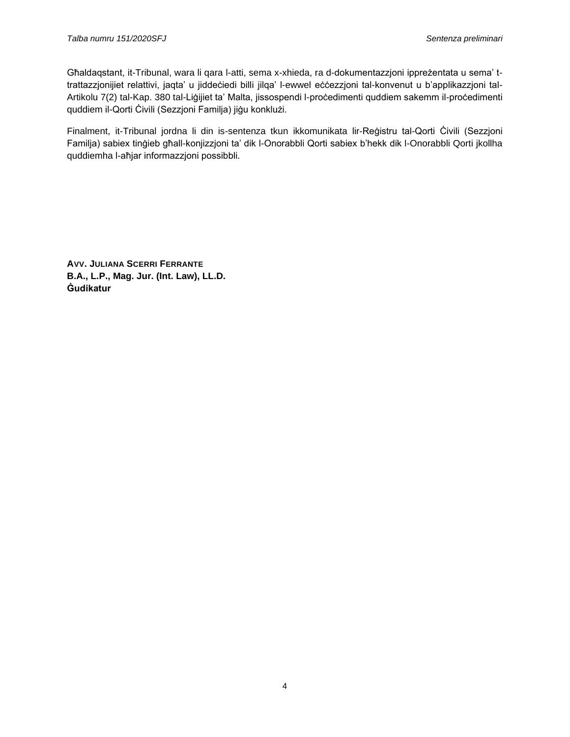Għaldaqstant, it-Tribunal, wara li qara l-atti, sema x-xhieda, ra d-dokumentazzjoni ippreżentata u sema' t-trattazzjonijiet relattivi, jaqta' u jiddeċiedi billi jilqa' l-ewwel eċċezzjoni tal-konvenut u b'applikazzjoni tal-Artikolu 7(2) tal-Kap. 380 tal-Liġijiet ta' Malta, jissospendi l-proċedimenti quddiem sakemm il-proċedimenti quddiem il-Qorti Ċivili (Sezzjoni Familja) jiġu konklużi.

Finalment, it-Tribunal jordna li din is-sentenza tkun ikkomunikata lir-Reġistru tal-Qorti Ċivili (Sezzjoni Familja) sabiex tinġieb għall-konjizzjoni ta' dik l-Onorabbli Qorti sabiex b'hekk dik l-Onorabbli Qorti jkollha quddiemha l-aħjar informazzjoni possibbli.

**AVV. JULIANA SCERRI FERRANTE**
**B.A., L.P., Mag. Jur. (Int. Law), LL.D.**
**Ġudikatur**